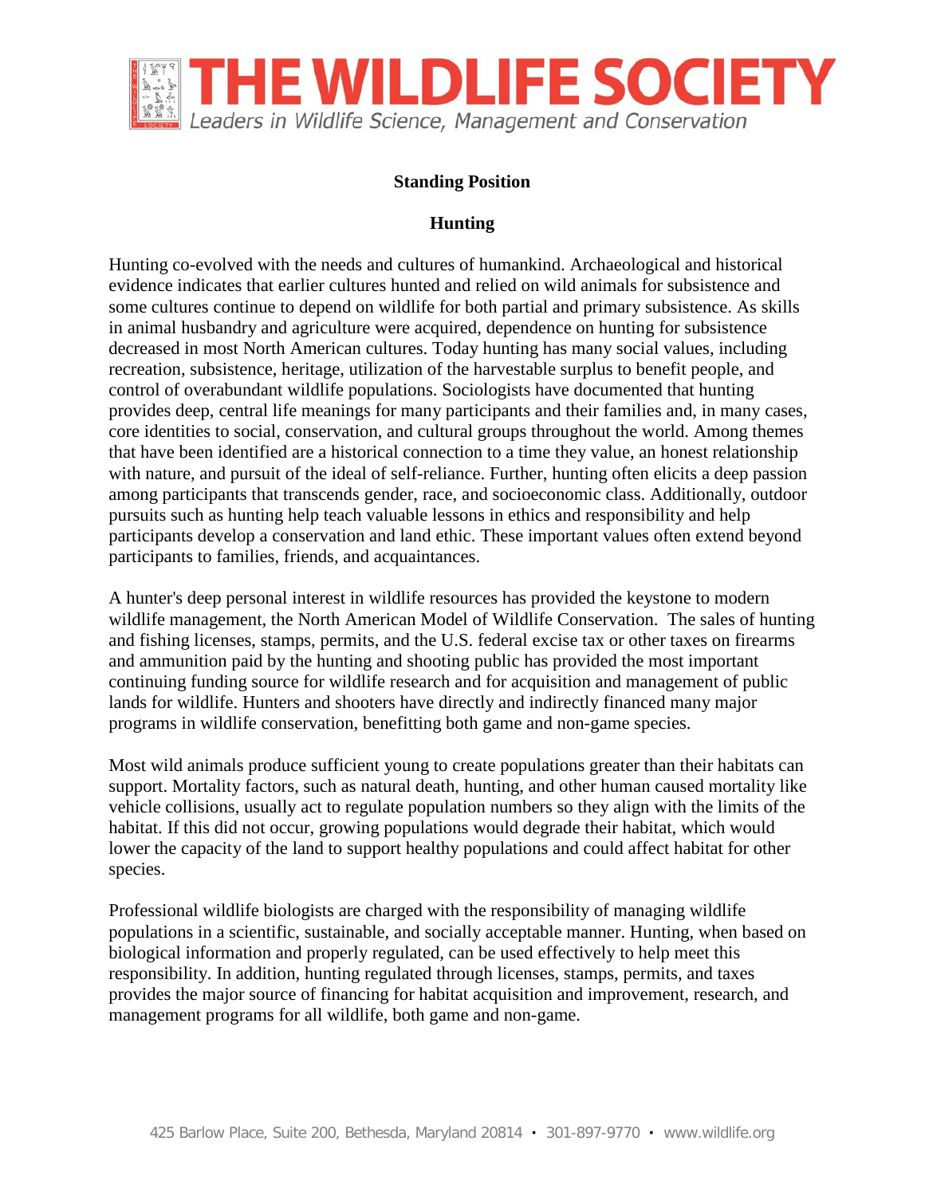# THE WILDLIFE SOCIETY

*Leaders in Wildlife Science, Management and Conservation*

**Standing Position**

**Hunting**

Hunting co-evolved with the needs and cultures of humankind. Archaeological and historical evidence indicates that earlier cultures hunted and relied on wild animals for subsistence and some cultures continue to depend on wildlife for both partial and primary subsistence. As skills in animal husbandry and agriculture were acquired, dependence on hunting for subsistence decreased in most North American cultures. Today hunting has many social values, including recreation, subsistence, heritage, utilization of the harvestable surplus to benefit people, and control of overabundant wildlife populations. Sociologists have documented that hunting provides deep, central life meanings for many participants and their families and, in many cases, core identities to social, conservation, and cultural groups throughout the world. Among themes that have been identified are a historical connection to a time they value, an honest relationship with nature, and pursuit of the ideal of self-reliance. Further, hunting often elicits a deep passion among participants that transcends gender, race, and socioeconomic class. Additionally, outdoor pursuits such as hunting help teach valuable lessons in ethics and responsibility and help participants develop a conservation and land ethic. These important values often extend beyond participants to families, friends, and acquaintances.

A hunter's deep personal interest in wildlife resources has provided the keystone to modern wildlife management, the North American Model of Wildlife Conservation. The sales of hunting and fishing licenses, stamps, permits, and the U.S. federal excise tax or other taxes on firearms and ammunition paid by the hunting and shooting public has provided the most important continuing funding source for wildlife research and for acquisition and management of public lands for wildlife. Hunters and shooters have directly and indirectly financed many major programs in wildlife conservation, benefitting both game and non-game species.

Most wild animals produce sufficient young to create populations greater than their habitats can support. Mortality factors, such as natural death, hunting, and other human caused mortality like vehicle collisions, usually act to regulate population numbers so they align with the limits of the habitat. If this did not occur, growing populations would degrade their habitat, which would lower the capacity of the land to support healthy populations and could affect habitat for other species.

Professional wildlife biologists are charged with the responsibility of managing wildlife populations in a scientific, sustainable, and socially acceptable manner. Hunting, when based on biological information and properly regulated, can be used effectively to help meet this responsibility. In addition, hunting regulated through licenses, stamps, permits, and taxes provides the major source of financing for habitat acquisition and improvement, research, and management programs for all wildlife, both game and non-game.

425 Barlow Place, Suite 200, Bethesda, Maryland 20814 • 301-897-9770 • www.wildlife.org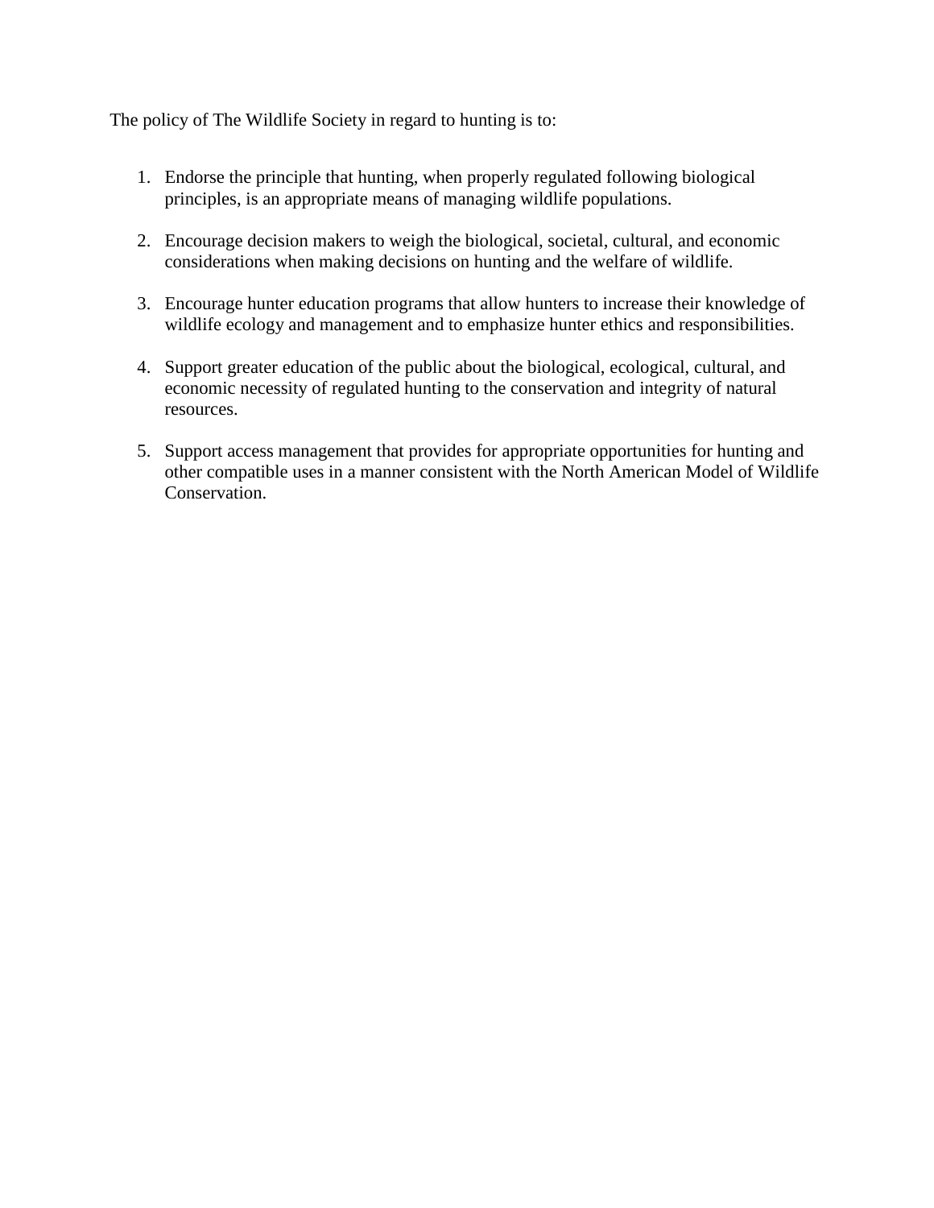The policy of The Wildlife Society in regard to hunting is to:

1. Endorse the principle that hunting, when properly regulated following biological principles, is an appropriate means of managing wildlife populations.

2. Encourage decision makers to weigh the biological, societal, cultural, and economic considerations when making decisions on hunting and the welfare of wildlife.

3. Encourage hunter education programs that allow hunters to increase their knowledge of wildlife ecology and management and to emphasize hunter ethics and responsibilities.

4. Support greater education of the public about the biological, ecological, cultural, and economic necessity of regulated hunting to the conservation and integrity of natural resources.

5. Support access management that provides for appropriate opportunities for hunting and other compatible uses in a manner consistent with the North American Model of Wildlife Conservation.